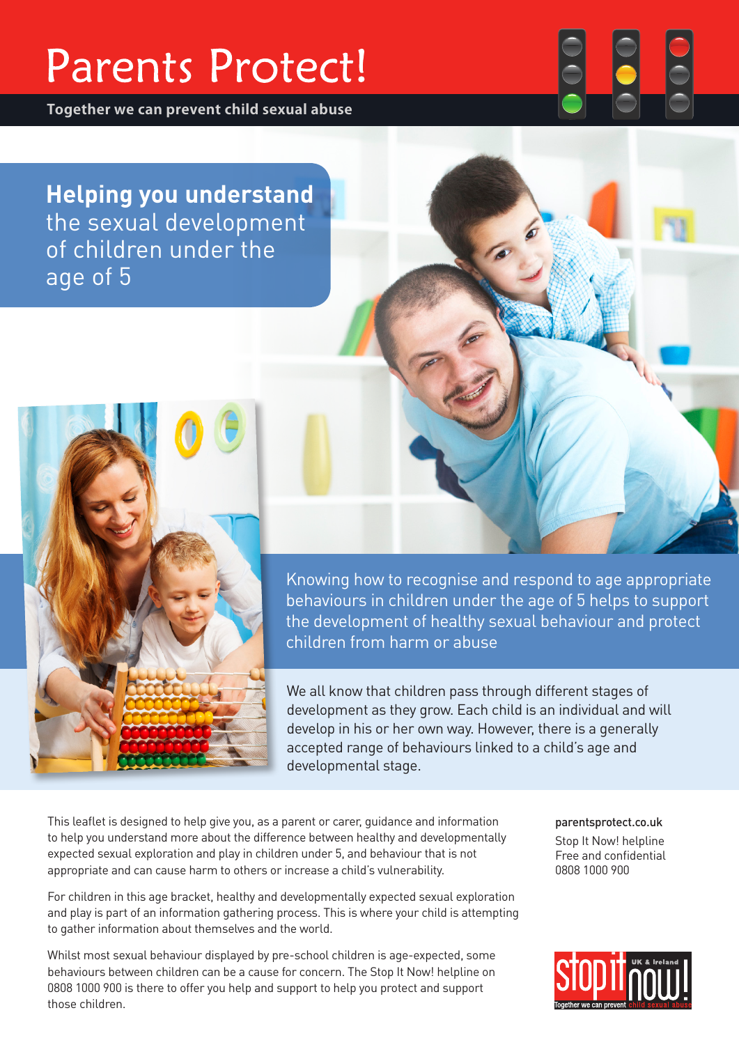# Parents Protect!

**Together we can prevent child sexual abuse**

## **Helping you understand** the sexual development of children under the age of 5

Knowing how to recognise and respond to age appropriate behaviours in children under the age of 5 helps to support the development of healthy sexual behaviour and protect children from harm or abuse

We all know that children pass through different stages of development as they grow. Each child is an individual and will develop in his or her own way. However, there is a generally accepted range of behaviours linked to a child's age and developmental stage.

This leaflet is designed to help give you, as a parent or carer, guidance and information to help you understand more about the difference between healthy and developmentally expected sexual exploration and play in children under 5, and behaviour that is not appropriate and can cause harm to others or increase a child's vulnerability.

For children in this age bracket, healthy and developmentally expected sexual exploration and play is part of an information gathering process. This is where your child is attempting to gather information about themselves and the world.

Whilst most sexual behaviour displayed by pre-school children is age-expected, some behaviours between children can be a cause for concern. The Stop It Now! helpline on 0808 1000 900 is there to offer you help and support to help you protect and support those children.

parentsprotect.co.uk

Stop It Now! helpline
Free and confidential
0808 1000 900

stop it now! UK & Ireland
Together we can prevent child sexual abuse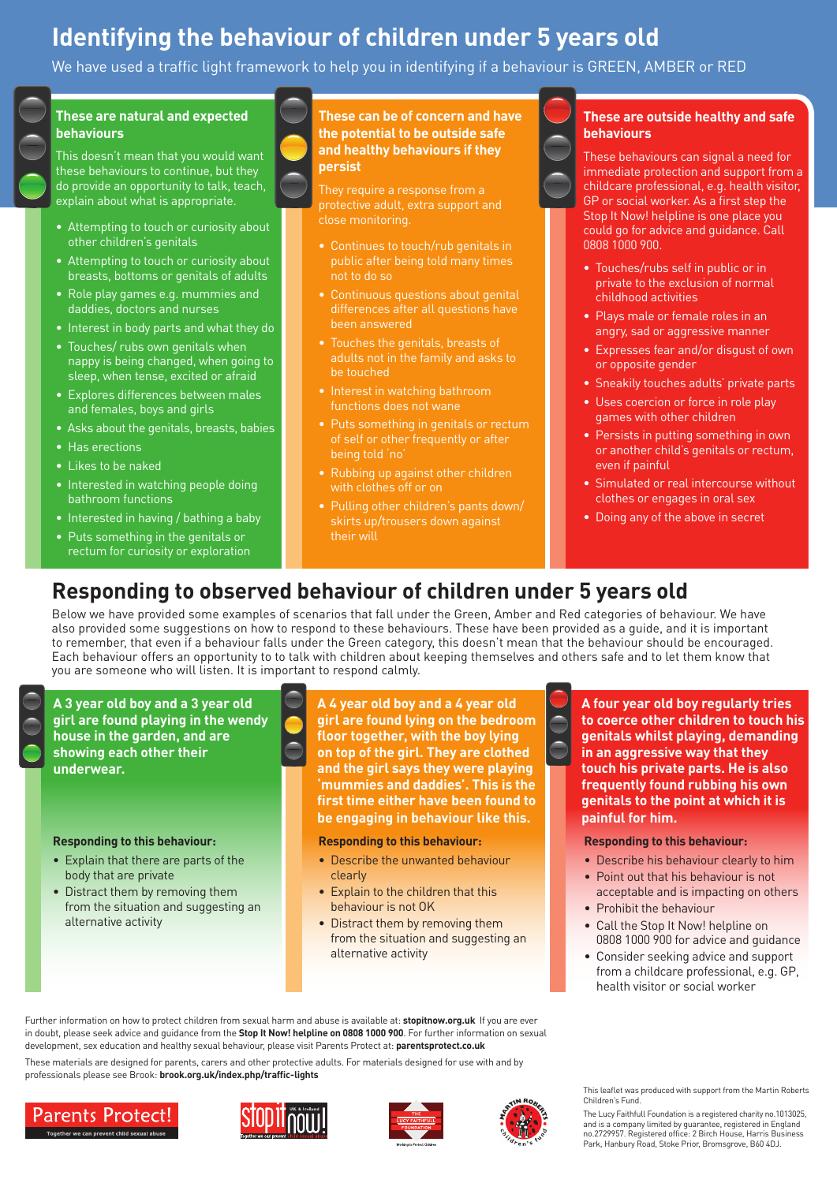# Identifying the behaviour of children under 5 years old

We have used a traffic light framework to help you in identifying if a behaviour is GREEN, AMBER or RED

### These are natural and expected behaviours

This doesn't mean that you would want these behaviours to continue, but they do provide an opportunity to talk, teach, explain about what is appropriate.

- Attempting to touch or curiosity about other children's genitals
- Attempting to touch or curiosity about breasts, bottoms or genitals of adults
- Role play games e.g. mummies and daddies, doctors and nurses
- Interest in body parts and what they do
- Touches/ rubs own genitals when nappy is being changed, when going to sleep, when tense, excited or afraid
- Explores differences between males and females, boys and girls
- Asks about the genitals, breasts, babies
- Has erections
- Likes to be naked
- Interested in watching people doing bathroom functions
- Interested in having / bathing a baby
- Puts something in the genitals or rectum for curiosity or exploration

### These can be of concern and have the potential to be outside safe and healthy behaviours if they persist

They require a response from a protective adult, extra support and close monitoring.

- Continues to touch/rub genitals in public after being told many times not to do so
- Continuous questions about genital differences after all questions have been answered
- Touches the genitals, breasts of adults not in the family and asks to be touched
- Interest in watching bathroom functions does not wane
- Puts something in genitals or rectum of self or other frequently or after being told 'no'
- Rubbing up against other children with clothes off or on
- Pulling other children's pants down/ skirts up/trousers down against their will

### These are outside healthy and safe behaviours

These behaviours can signal a need for immediate protection and support from a childcare professional, e.g. health visitor, GP or social worker. As a first step the Stop It Now! helpline is one place you could go for advice and guidance. Call 0808 1000 900.

- Touches/rubs self in public or in private to the exclusion of normal childhood activities
- Plays male or female roles in an angry, sad or aggressive manner
- Expresses fear and/or disgust of own or opposite gender
- Sneakily touches adults' private parts
- Uses coercion or force in role play games with other children
- Persists in putting something in own or another child's genitals or rectum, even if painful
- Simulated or real intercourse without clothes or engages in oral sex
- Doing any of the above in secret

# Responding to observed behaviour of children under 5 years old

Below we have provided some examples of scenarios that fall under the Green, Amber and Red categories of behaviour. We have also provided some suggestions on how to respond to these behaviours. These have been provided as a guide, and it is important to remember, that even if a behaviour falls under the Green category, this doesn't mean that the behaviour should be encouraged. Each behaviour offers an opportunity to talk with children about keeping themselves and others safe and to let them know that you are someone who will listen. It is important to respond calmly.

**A 3 year old boy and a 3 year old girl are found playing in the wendy house in the garden, and are showing each other their underwear.**

**Responding to this behaviour:**

- Explain that there are parts of the body that are private
- Distract them by removing them from the situation and suggesting an alternative activity

**A 4 year old boy and a 4 year old girl are found lying on the bedroom floor together, with the boy lying on top of the girl. They are clothed and the girl says they were playing 'mummies and daddies'. This is the first time either have been found to be engaging in behaviour like this.**

**Responding to this behaviour:**

- Describe the unwanted behaviour clearly
- Explain to the children that this behaviour is not OK
- Distract them by removing them from the situation and suggesting an alternative activity

**A four year old boy regularly tries to coerce other children to touch his genitals whilst playing, demanding in an aggressive way that they touch his private parts. He is also frequently found rubbing his own genitals to the point at which it is painful for him.**

**Responding to this behaviour:**

- Describe his behaviour clearly to him
- Point out that his behaviour is not acceptable and is impacting on others
- Prohibit the behaviour
- Call the Stop It Now! helpline on 0808 1000 900 for advice and guidance
- Consider seeking advice and support from a childcare professional, e.g. GP, health visitor or social worker

Further information on how to protect children from sexual harm and abuse is available at: **stopitnow.org.uk** If you are ever in doubt, please seek advice and guidance from the **Stop It Now! helpline on 0808 1000 900**. For further information on sexual development, sex education and healthy sexual behaviour, please visit Parents Protect at: **parentsprotect.co.uk**

These materials are designed for parents, carers and other protective adults. For materials designed for use with and by professionals please see Brook: **brook.org.uk/index.php/traffic-lights**

This leaflet was produced with support from the Martin Roberts Children's Fund.

The Lucy Faithfull Foundation is a registered charity no.1013025, and is a company limited by guarantee, registered in England no.2729957. Registered office: 2 Birch House, Harris Business Park, Hanbury Road, Stoke Prior, Bromsgrove, B60 4DJ.